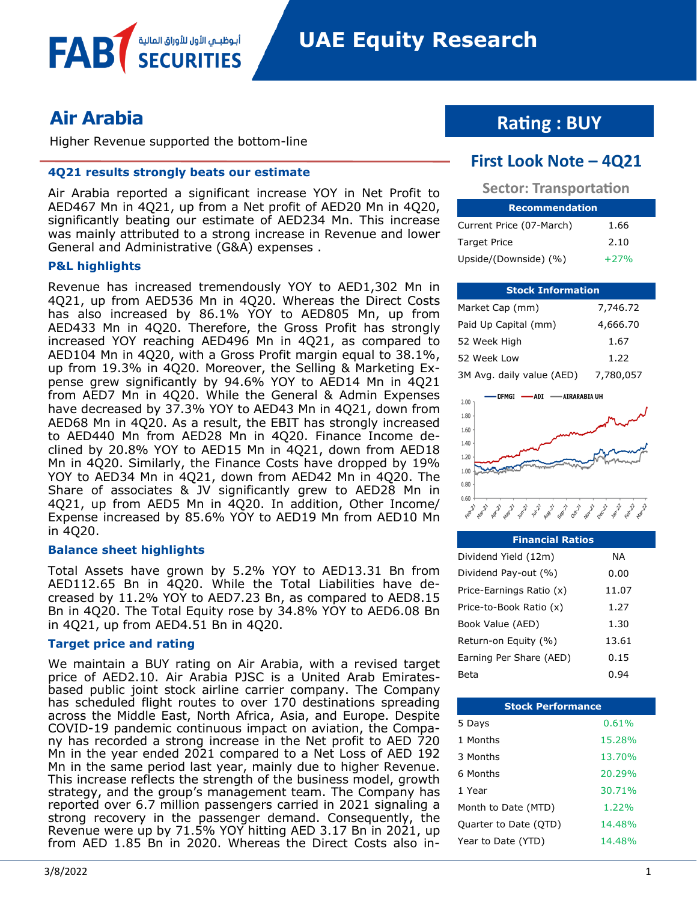# UAE Equity Research

## Air Arabia

Higher Revenue supported the bottom-line

## Rating : BUY

## First Look Note – 4Q21

Sector: Transportation

### 4Q21 results strongly beats our estimate

Air Arabia reported a significant increase YOY in Net Profit to AED467 Mn in 4Q21, up from a Net profit of AED20 Mn in 4Q20, significantly beating our estimate of AED234 Mn. This increase was mainly attributed to a strong increase in Revenue and lower General and Administrative (G&A) expenses .

### P&L highlights

Revenue has increased tremendously YOY to AED1,302 Mn in 4Q21, up from AED536 Mn in 4Q20. Whereas the Direct Costs has also increased by 86.1% YOY to AED805 Mn, up from AED433 Mn in 4Q20. Therefore, the Gross Profit has strongly increased YOY reaching AED496 Mn in 4Q21, as compared to AED104 Mn in 4Q20, with a Gross Profit margin equal to 38.1%, up from 19.3% in 4Q20. Moreover, the Selling & Marketing Expense grew significantly by 94.6% YOY to AED14 Mn in 4Q21 from AED7 Mn in 4Q20. While the General & Admin Expenses have decreased by 37.3% YOY to AED43 Mn in 4Q21, down from AED68 Mn in 4Q20. As a result, the EBIT has strongly increased to AED440 Mn from AED28 Mn in 4Q20. Finance Income declined by 20.8% YOY to AED15 Mn in 4Q21, down from AED18 Mn in 4Q20. Similarly, the Finance Costs have dropped by 19% YOY to AED34 Mn in 4Q21, down from AED42 Mn in 4Q20. The Share of associates & JV significantly grew to AED28 Mn in 4Q21, up from AED5 Mn in 4Q20. In addition, Other Income/Expense increased by 85.6% YOY to AED19 Mn from AED10 Mn in 4Q20.

### Balance sheet highlights

Total Assets have grown by 5.2% YOY to AED13.31 Bn from AED112.65 Bn in 4Q20. While the Total Liabilities have decreased by 11.2% YOY to AED7.23 Bn, as compared to AED8.15 Bn in 4Q20. The Total Equity rose by 34.8% YOY to AED6.08 Bn in 4Q21, up from AED4.51 Bn in 4Q20.

### Target price and rating

We maintain a BUY rating on Air Arabia, with a revised target price of AED2.10. Air Arabia PJSC is a United Arab Emirates-based public joint stock airline carrier company. The Company has scheduled flight routes to over 170 destinations spreading across the Middle East, North Africa, Asia, and Europe. Despite COVID-19 pandemic continuous impact on aviation, the Company has recorded a strong increase in the Net profit to AED 720 Mn in the year ended 2021 compared to a Net Loss of AED 192 Mn in the same period last year, mainly due to higher Revenue. This increase reflects the strength of the business model, growth strategy, and the group's management team. The Company has reported over 6.7 million passengers carried in 2021 signaling a strong recovery in the passenger demand. Consequently, the Revenue were up by 71.5% YOY hitting AED 3.17 Bn in 2021, up from AED 1.85 Bn in 2020. Whereas the Direct Costs also in-

| Recommendation | |
|---|---|
| Current Price (07-March) | 1.66 |
| Target Price | 2.10 |
| Upside/(Downside) (%) | +27% |

| Stock Information | |
|---|---|
| Market Cap (mm) | 7,746.72 |
| Paid Up Capital (mm) | 4,666.70 |
| 52 Week High | 1.67 |
| 52 Week Low | 1.22 |
| 3M Avg. daily value (AED) | 7,780,057 |

| Financial Ratios | |
|---|---|
| Dividend Yield (12m) | NA |
| Dividend Pay-out (%) | 0.00 |
| Price-Earnings Ratio (x) | 11.07 |
| Price-to-Book Ratio (x) | 1.27 |
| Book Value (AED) | 1.30 |
| Return-on Equity (%) | 13.61 |
| Earning Per Share (AED) | 0.15 |
| Beta | 0.94 |

| Stock Performance | |
|---|---|
| 5 Days | 0.61% |
| 1 Months | 15.28% |
| 3 Months | 13.70% |
| 6 Months | 20.29% |
| 1 Year | 30.71% |
| Month to Date (MTD) | 1.22% |
| Quarter to Date (QTD) | 14.48% |
| Year to Date (YTD) | 14.48% |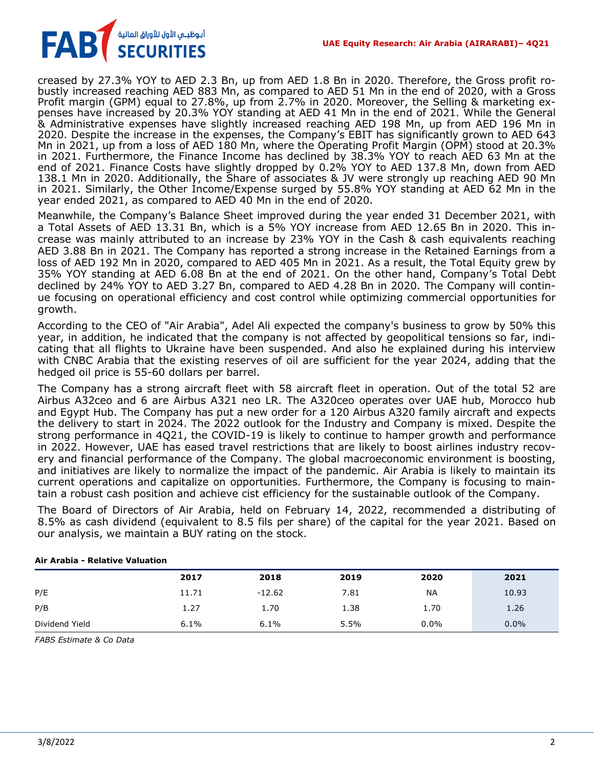creased by 27.3% YOY to AED 2.3 Bn, up from AED 1.8 Bn in 2020. Therefore, the Gross profit robustly increased reaching AED 883 Mn, as compared to AED 51 Mn in the end of 2020, with a Gross Profit margin (GPM) equal to 27.8%, up from 2.7% in 2020. Moreover, the Selling & marketing expenses have increased by 20.3% YOY standing at AED 41 Mn in the end of 2021. While the General & Administrative expenses have slightly increased reaching AED 198 Mn, up from AED 196 Mn in 2020. Despite the increase in the expenses, the Company's EBIT has significantly grown to AED 643 Mn in 2021, up from a loss of AED 180 Mn, where the Operating Profit Margin (OPM) stood at 20.3% in 2021. Furthermore, the Finance Income has declined by 38.3% YOY to reach AED 63 Mn at the end of 2021. Finance Costs have slightly dropped by 0.2% YOY to AED 137.8 Mn, down from AED 138.1 Mn in 2020. Additionally, the Share of associates & JV were strongly up reaching AED 90 Mn in 2021. Similarly, the Other Income/Expense surged by 55.8% YOY standing at AED 62 Mn in the year ended 2021, as compared to AED 40 Mn in the end of 2020.

Meanwhile, the Company's Balance Sheet improved during the year ended 31 December 2021, with a Total Assets of AED 13.31 Bn, which is a 5% YOY increase from AED 12.65 Bn in 2020. This increase was mainly attributed to an increase by 23% YOY in the Cash & cash equivalents reaching AED 3.88 Bn in 2021. The Company has reported a strong increase in the Retained Earnings from a loss of AED 192 Mn in 2020, compared to AED 405 Mn in 2021. As a result, the Total Equity grew by 35% YOY standing at AED 6.08 Bn at the end of 2021. On the other hand, Company's Total Debt declined by 24% YOY to AED 3.27 Bn, compared to AED 4.28 Bn in 2020. The Company will continue focusing on operational efficiency and cost control while optimizing commercial opportunities for growth.

According to the CEO of "Air Arabia", Adel Ali expected the company's business to grow by 50% this year, in addition, he indicated that the company is not affected by geopolitical tensions so far, indicating that all flights to Ukraine have been suspended. And also he explained during his interview with CNBC Arabia that the existing reserves of oil are sufficient for the year 2024, adding that the hedged oil price is 55-60 dollars per barrel.

The Company has a strong aircraft fleet with 58 aircraft fleet in operation. Out of the total 52 are Airbus A32ceo and 6 are Airbus A321 neo LR. The A320ceo operates over UAE hub, Morocco hub and Egypt Hub. The Company has put a new order for a 120 Airbus A320 family aircraft and expects the delivery to start in 2024. The 2022 outlook for the Industry and Company is mixed. Despite the strong performance in 4Q21, the COVID-19 is likely to continue to hamper growth and performance in 2022. However, UAE has eased travel restrictions that are likely to boost airlines industry recovery and financial performance of the Company. The global macroeconomic environment is boosting, and initiatives are likely to normalize the impact of the pandemic. Air Arabia is likely to maintain its current operations and capitalize on opportunities. Furthermore, the Company is focusing to maintain a robust cash position and achieve cist efficiency for the sustainable outlook of the Company.

The Board of Directors of Air Arabia, held on February 14, 2022, recommended a distributing of 8.5% as cash dividend (equivalent to 8.5 fils per share) of the capital for the year 2021. Based on our analysis, we maintain a BUY rating on the stock.

**Air Arabia - Relative Valuation**

| | 2017 | 2018 | 2019 | 2020 | 2021 |
|---|---|---|---|---|---|
| P/E | 11.71 | -12.62 | 7.81 | NA | 10.93 |
| P/B | 1.27 | 1.70 | 1.38 | 1.70 | 1.26 |
| Dividend Yield | 6.1% | 6.1% | 5.5% | 0.0% | 0.0% |

*FABS Estimate & Co Data*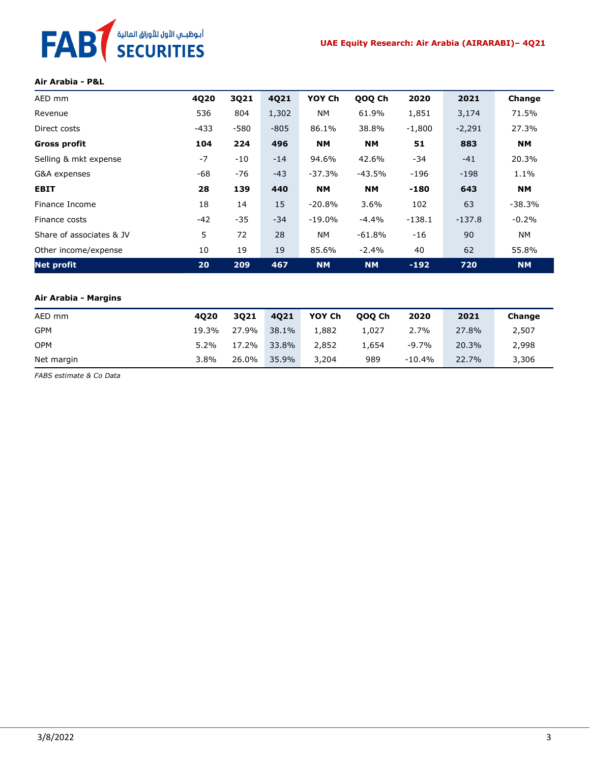**Air Arabia - P&L**

| AED mm | 4Q20 | 3Q21 | 4Q21 | YOY Ch | QOQ Ch | 2020 | 2021 | Change |
|---|---|---|---|---|---|---|---|---|
| Revenue | 536 | 804 | 1,302 | NM | 61.9% | 1,851 | 3,174 | 71.5% |
| Direct costs | -433 | -580 | -805 | 86.1% | 38.8% | -1,800 | -2,291 | 27.3% |
| **Gross profit** | **104** | **224** | **496** | **NM** | **NM** | **51** | **883** | **NM** |
| Selling & mkt expense | -7 | -10 | -14 | 94.6% | 42.6% | -34 | -41 | 20.3% |
| G&A expenses | -68 | -76 | -43 | -37.3% | -43.5% | -196 | -198 | 1.1% |
| **EBIT** | **28** | **139** | **440** | **NM** | **NM** | **-180** | **643** | **NM** |
| Finance Income | 18 | 14 | 15 | -20.8% | 3.6% | 102 | 63 | -38.3% |
| Finance costs | -42 | -35 | -34 | -19.0% | -4.4% | -138.1 | -137.8 | -0.2% |
| Share of associates & JV | 5 | 72 | 28 | NM | -61.8% | -16 | 90 | NM |
| Other income/expense | 10 | 19 | 19 | 85.6% | -2.4% | 40 | 62 | 55.8% |
| **Net profit** | **20** | **209** | **467** | **NM** | **NM** | **-192** | **720** | **NM** |

**Air Arabia - Margins**

| AED mm | 4Q20 | 3Q21 | 4Q21 | YOY Ch | QOQ Ch | 2020 | 2021 | Change |
|---|---|---|---|---|---|---|---|---|
| GPM | 19.3% | 27.9% | 38.1% | 1,882 | 1,027 | 2.7% | 27.8% | 2,507 |
| OPM | 5.2% | 17.2% | 33.8% | 2,852 | 1,654 | -9.7% | 20.3% | 2,998 |
| Net margin | 3.8% | 26.0% | 35.9% | 3,204 | 989 | -10.4% | 22.7% | 3,306 |

*FABS estimate & Co Data*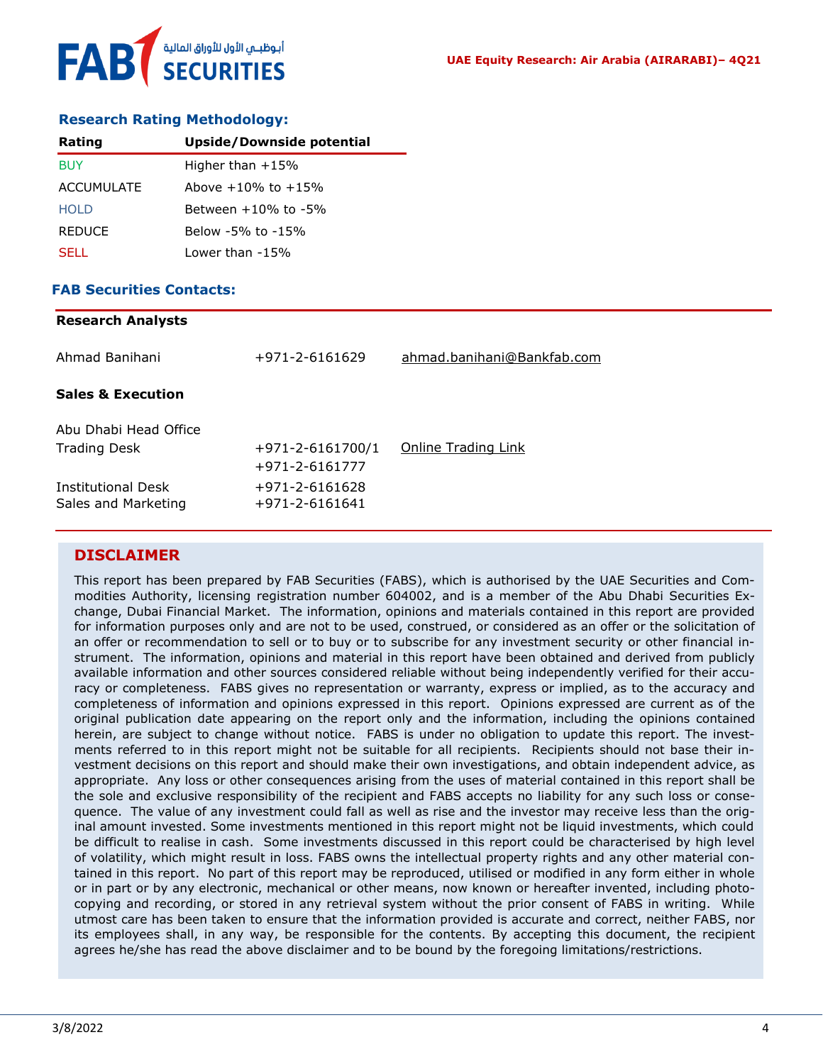## Research Rating Methodology:

| Rating | Upside/Downside potential |
|---|---|
| BUY | Higher than +15% |
| ACCUMULATE | Above +10% to +15% |
| HOLD | Between +10% to -5% |
| REDUCE | Below -5% to -15% |
| SELL | Lower than -15% |

## FAB Securities Contacts:

| **Research Analysts** | | |
|---|---|---|
| Ahmad Banihani | +971-2-6161629 | ahmad.banihani@Bankfab.com |
| **Sales & Execution** | | |
| Abu Dhabi Head Office | | |
| Trading Desk | +971-2-6161700/1<br>+971-2-6161777 | Online Trading Link |
| Institutional Desk | +971-2-6161628 | |
| Sales and Marketing | +971-2-6161641 | |

## DISCLAIMER

This report has been prepared by FAB Securities (FABS), which is authorised by the UAE Securities and Commodities Authority, licensing registration number 604002, and is a member of the Abu Dhabi Securities Exchange, Dubai Financial Market. The information, opinions and materials contained in this report are provided for information purposes only and are not to be used, construed, or considered as an offer or the solicitation of an offer or recommendation to sell or to buy or to subscribe for any investment security or other financial instrument. The information, opinions and material in this report have been obtained and derived from publicly available information and other sources considered reliable without being independently verified for their accuracy or completeness. FABS gives no representation or warranty, express or implied, as to the accuracy and completeness of information and opinions expressed in this report. Opinions expressed are current as of the original publication date appearing on the report only and the information, including the opinions contained herein, are subject to change without notice. FABS is under no obligation to update this report. The investments referred to in this report might not be suitable for all recipients. Recipients should not base their investment decisions on this report and should make their own investigations, and obtain independent advice, as appropriate. Any loss or other consequences arising from the uses of material contained in this report shall be the sole and exclusive responsibility of the recipient and FABS accepts no liability for any such loss or consequence. The value of any investment could fall as well as rise and the investor may receive less than the original amount invested. Some investments mentioned in this report might not be liquid investments, which could be difficult to realise in cash. Some investments discussed in this report could be characterised by high level of volatility, which might result in loss. FABS owns the intellectual property rights and any other material contained in this report. No part of this report may be reproduced, utilised or modified in any form either in whole or in part or by any electronic, mechanical or other means, now known or hereafter invented, including photocopying and recording, or stored in any retrieval system without the prior consent of FABS in writing. While utmost care has been taken to ensure that the information provided is accurate and correct, neither FABS, nor its employees shall, in any way, be responsible for the contents. By accepting this document, the recipient agrees he/she has read the above disclaimer and to be bound by the foregoing limitations/restrictions.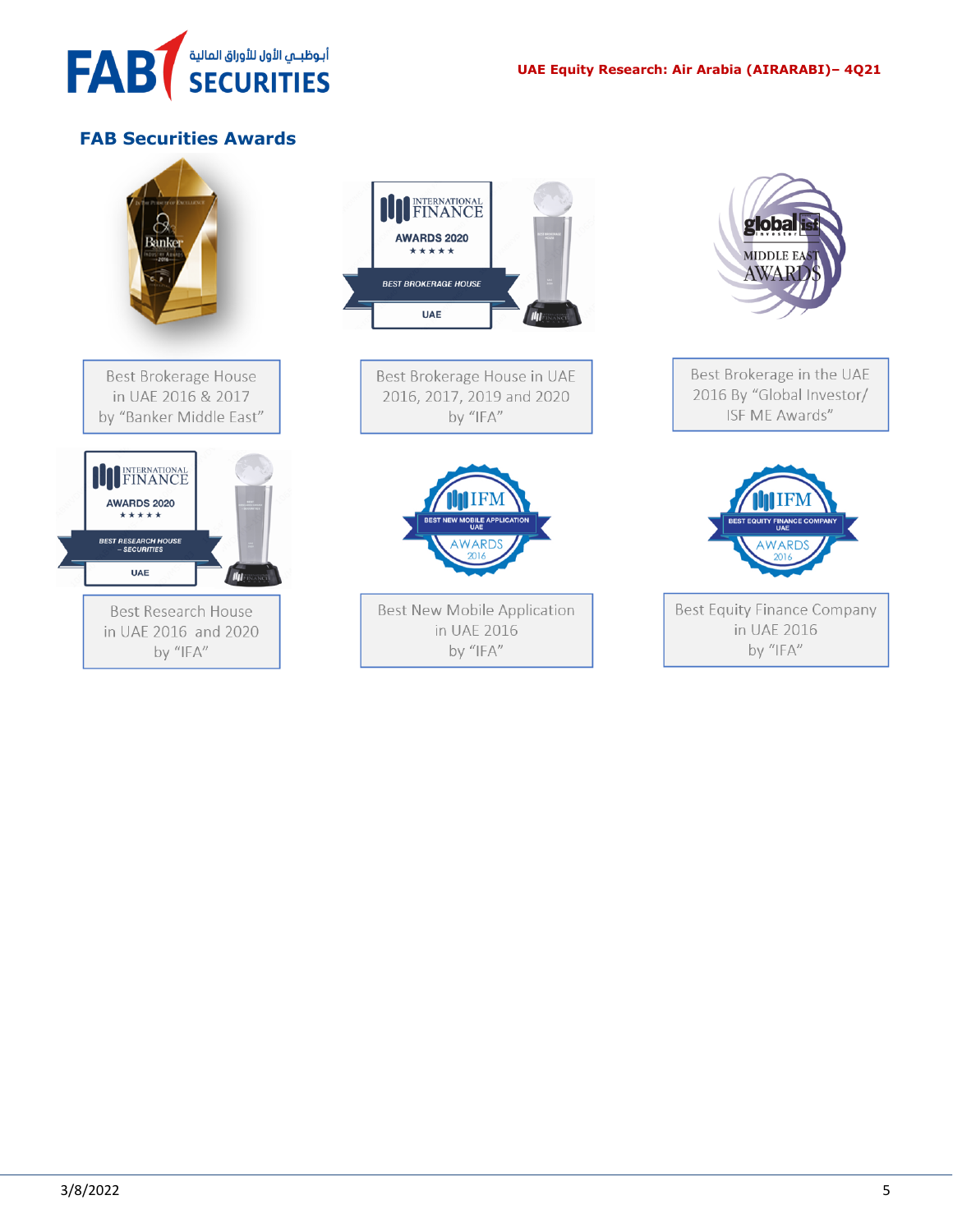## FAB Securities Awards

Best Brokerage House in UAE 2016 & 2017 by "Banker Middle East"

Best Brokerage House in UAE 2016, 2017, 2019 and 2020 by "IFA"

Best Brokerage in the UAE 2016 By "Global Investor/ ISF ME Awards"

Best Research House in UAE 2016 and 2020 by "IFA"

Best New Mobile Application in UAE 2016 by "IFA"

Best Equity Finance Company in UAE 2016 by "IFA"